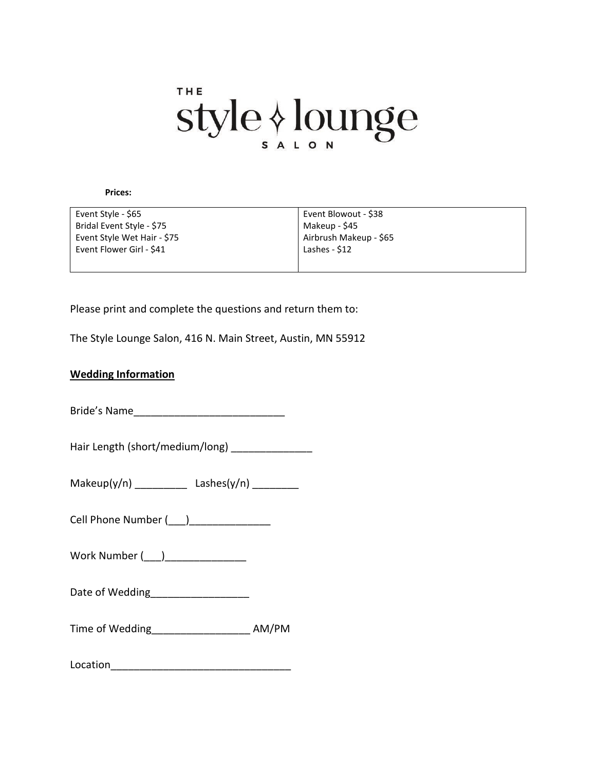# THE style lounge SALON

**Prices:**

| | |
|---|---|
| Event Style - $65<br>Bridal Event Style - $75<br>Event Style Wet Hair - $75<br>Event Flower Girl - $41 | Event Blowout - $38<br>Makeup - $45<br>Airbrush Makeup - $65<br>Lashes - $12 |

Please print and complete the questions and return them to:

The Style Lounge Salon, 416 N. Main Street, Austin, MN 55912

**<u>Wedding Information</u>**

Bride's Name__________________________

Hair Length (short/medium/long) ______________

Makeup(y/n) _________ Lashes(y/n) ________

Cell Phone Number (___)______________

Work Number (___)______________

Date of Wedding_________________

Time of Wedding_________________ AM/PM

Location_______________________________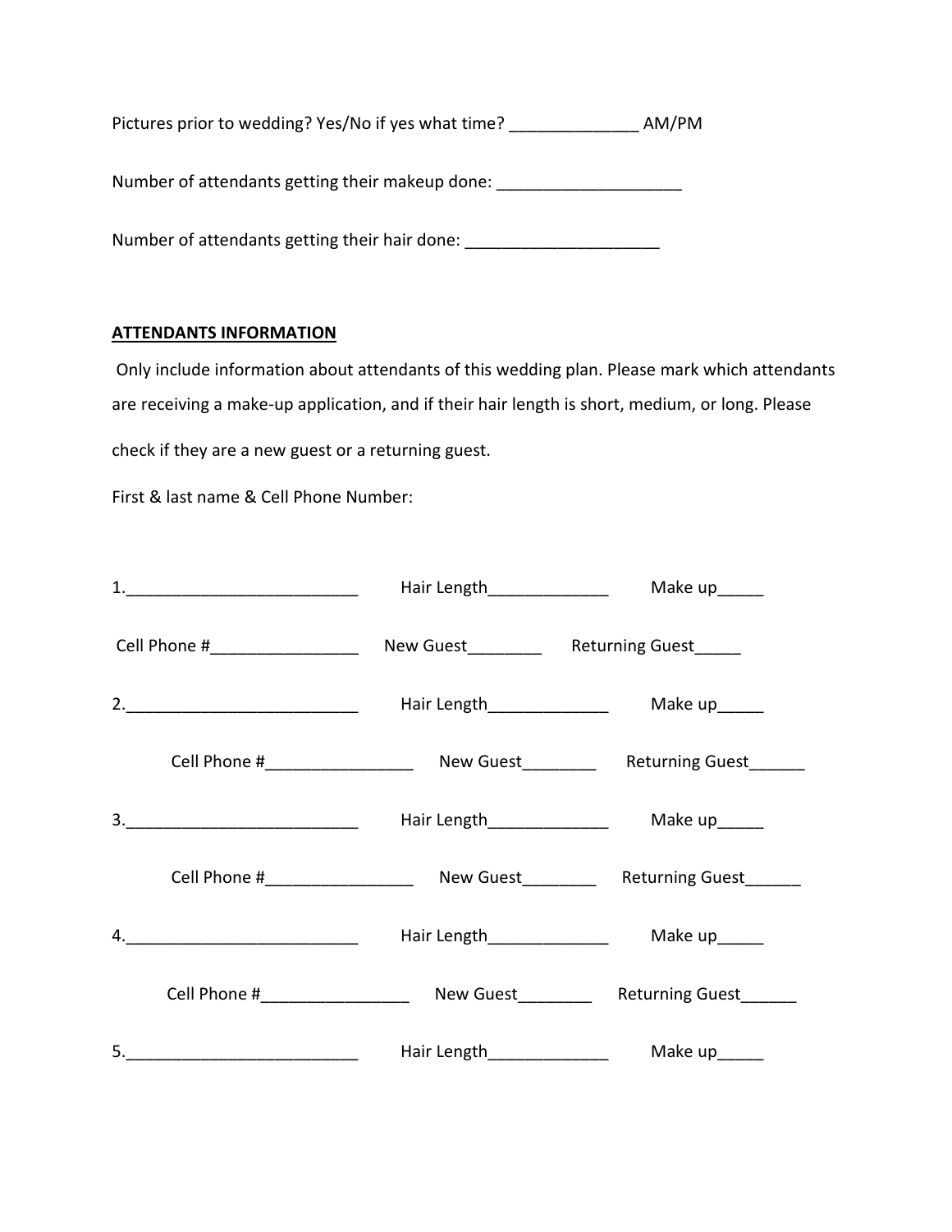Pictures prior to wedding? Yes/No if yes what time? ______________ AM/PM

Number of attendants getting their makeup done: ____________________

Number of attendants getting their hair done: _____________________

**ATTENDANTS INFORMATION**

Only include information about attendants of this wedding plan. Please mark which attendants are receiving a make-up application, and if their hair length is short, medium, or long. Please check if they are a new guest or a returning guest.

First & last name & Cell Phone Number:

1.__________________________ Hair Length_____________ Make up_____

Cell Phone #________________ New Guest________ Returning Guest_____

2.__________________________ Hair Length_____________ Make up_____

Cell Phone #________________ New Guest________ Returning Guest______

3.__________________________ Hair Length_____________ Make up_____

Cell Phone #________________ New Guest________ Returning Guest______

4.__________________________ Hair Length_____________ Make up_____

Cell Phone #________________ New Guest________ Returning Guest______

5.__________________________ Hair Length_____________ Make up_____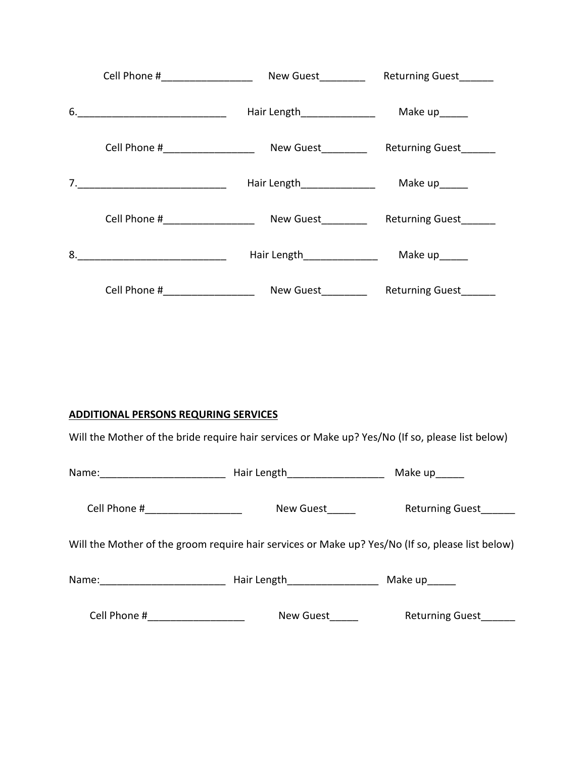Cell Phone #________________ New Guest________ Returning Guest______

6.__________________________ Hair Length_____________ Make up_____

Cell Phone #________________ New Guest________ Returning Guest______

7.__________________________ Hair Length_____________ Make up_____

Cell Phone #________________ New Guest________ Returning Guest______

8.__________________________ Hair Length_____________ Make up_____

Cell Phone #________________ New Guest________ Returning Guest______

**ADDITIONAL PERSONS REQURING SERVICES**

Will the Mother of the bride require hair services or Make up? Yes/No (If so, please list below)

Name:______________________ Hair Length________________ Make up_____

Cell Phone #_________________ New Guest_____ Returning Guest______

Will the Mother of the groom require hair services or Make up? Yes/No (If so, please list below)

Name:______________________ Hair Length________________ Make up_____

Cell Phone #_________________ New Guest_____ Returning Guest______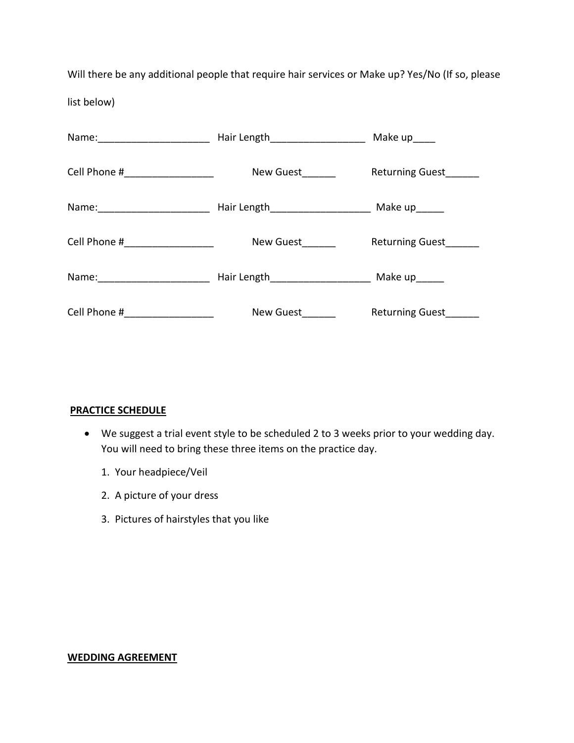Will there be any additional people that require hair services or Make up? Yes/No (If so, please list below)

Name:____________________ Hair Length_________________ Make up____

Cell Phone #________________ New Guest______ Returning Guest______

Name:____________________ Hair Length__________________ Make up_____

Cell Phone #________________ New Guest______ Returning Guest______

Name:____________________ Hair Length__________________ Make up_____

Cell Phone #________________ New Guest______ Returning Guest______

**PRACTICE SCHEDULE**

- We suggest a trial event style to be scheduled 2 to 3 weeks prior to your wedding day. You will need to bring these three items on the practice day.

  1. Your headpiece/Veil
  2. A picture of your dress
  3. Pictures of hairstyles that you like

**WEDDING AGREEMENT**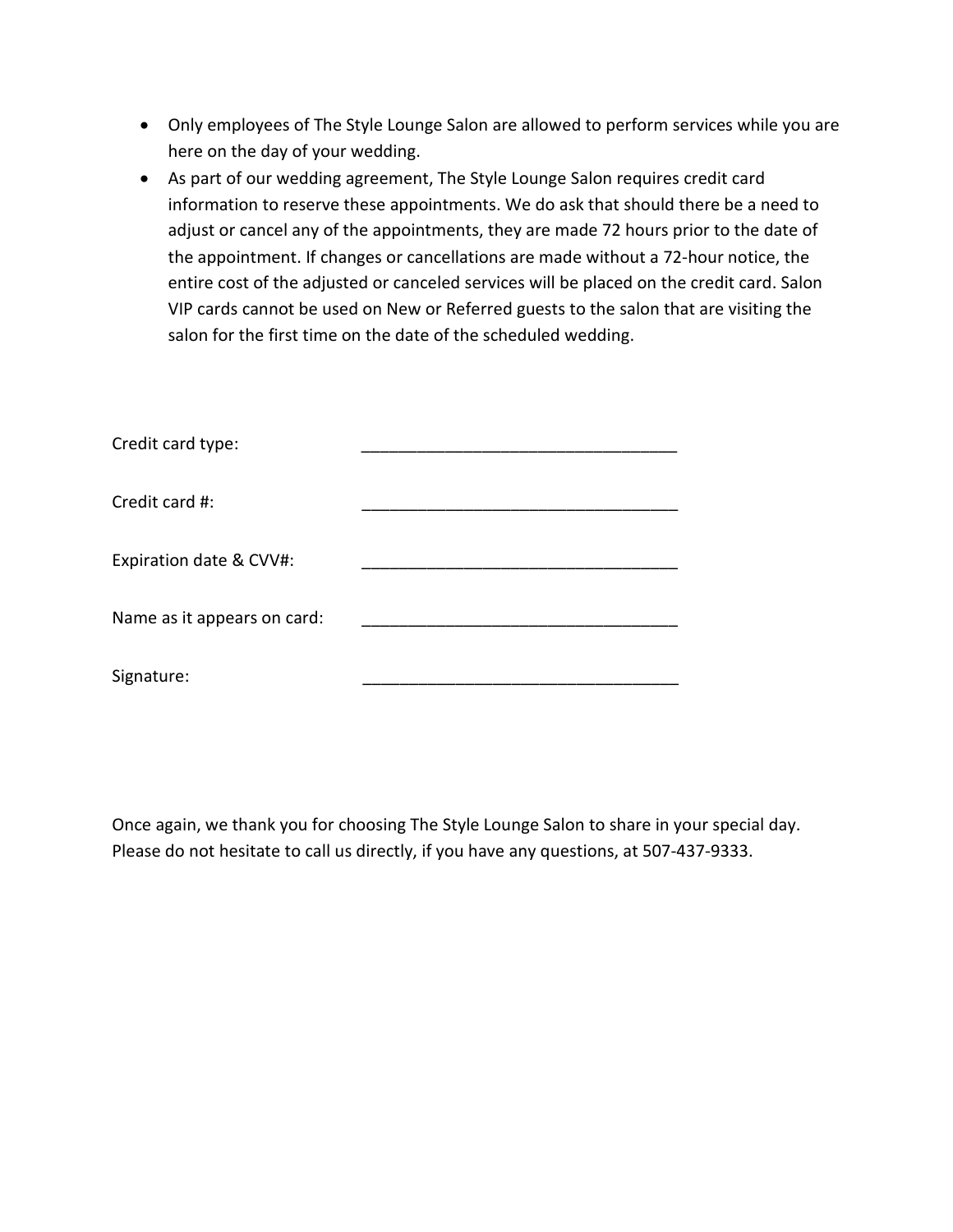- Only employees of The Style Lounge Salon are allowed to perform services while you are here on the day of your wedding.
- As part of our wedding agreement, The Style Lounge Salon requires credit card information to reserve these appointments. We do ask that should there be a need to adjust or cancel any of the appointments, they are made 72 hours prior to the date of the appointment. If changes or cancellations are made without a 72-hour notice, the entire cost of the adjusted or canceled services will be placed on the credit card. Salon VIP cards cannot be used on New or Referred guests to the salon that are visiting the salon for the first time on the date of the scheduled wedding.

Credit card type: ___________________________________

Credit card #: ___________________________________

Expiration date & CVV#: ___________________________________

Name as it appears on card: ___________________________________

Signature: ___________________________________

Once again, we thank you for choosing The Style Lounge Salon to share in your special day. Please do not hesitate to call us directly, if you have any questions, at 507-437-9333.